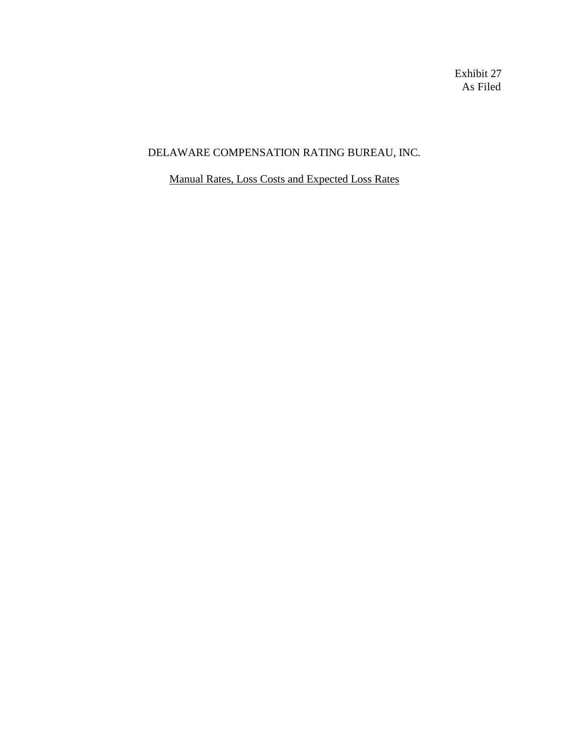Exhibit 27
As Filed

# DELAWARE COMPENSATION RATING BUREAU, INC.

## Manual Rates, Loss Costs and Expected Loss Rates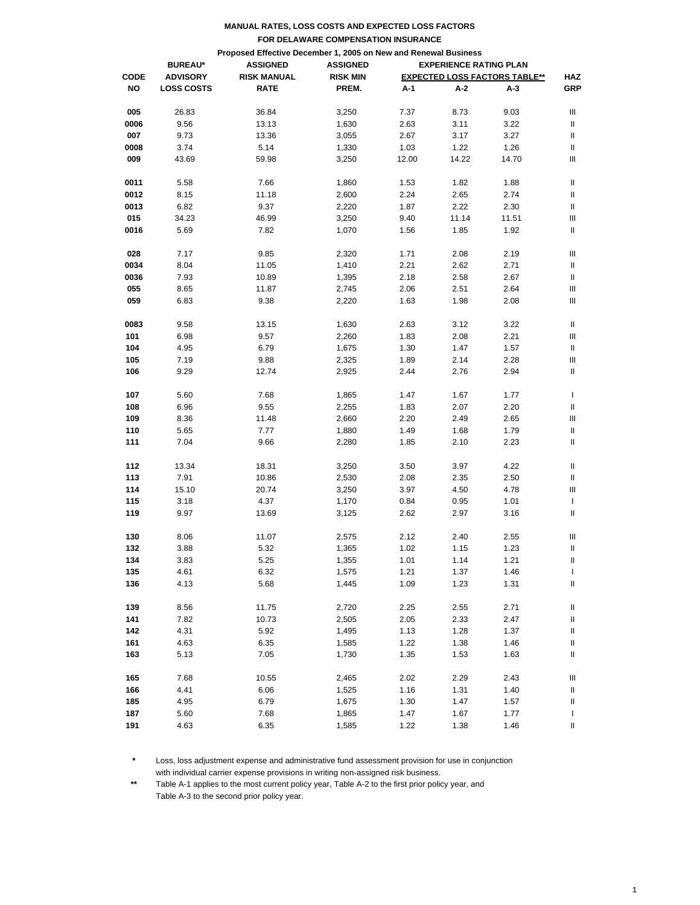**MANUAL RATES, LOSS COSTS AND EXPECTED LOSS FACTORS**

**FOR DELAWARE COMPENSATION INSURANCE**

**Proposed Effective December 1, 2005 on New and Renewal Business**

| CODE NO | BUREAU* ADVISORY LOSS COSTS | ASSIGNED RISK MANUAL RATE | ASSIGNED RISK MIN PREM. | EXPERIENCE RATING PLAN EXPECTED LOSS FACTORS TABLE** A-1 | A-2 | A-3 | HAZ GRP |
|---|---|---|---|---|---|---|---|
| 005 | 26.83 | 36.84 | 3,250 | 7.37 | 8.73 | 9.03 | III |
| 0006 | 9.56 | 13.13 | 1,630 | 2.63 | 3.11 | 3.22 | II |
| 007 | 9.73 | 13.36 | 3,055 | 2.67 | 3.17 | 3.27 | II |
| 0008 | 3.74 | 5.14 | 1,330 | 1.03 | 1.22 | 1.26 | II |
| 009 | 43.69 | 59.98 | 3,250 | 12.00 | 14.22 | 14.70 | III |
| 0011 | 5.58 | 7.66 | 1,860 | 1.53 | 1.82 | 1.88 | II |
| 0012 | 8.15 | 11.18 | 2,600 | 2.24 | 2.65 | 2.74 | II |
| 0013 | 6.82 | 9.37 | 2,220 | 1.87 | 2.22 | 2.30 | II |
| 015 | 34.23 | 46.99 | 3,250 | 9.40 | 11.14 | 11.51 | III |
| 0016 | 5.69 | 7.82 | 1,070 | 1.56 | 1.85 | 1.92 | II |
| 028 | 7.17 | 9.85 | 2,320 | 1.71 | 2.08 | 2.19 | III |
| 0034 | 8.04 | 11.05 | 1,410 | 2.21 | 2.62 | 2.71 | II |
| 0036 | 7.93 | 10.89 | 1,395 | 2.18 | 2.58 | 2.67 | II |
| 055 | 8.65 | 11.87 | 2,745 | 2.06 | 2.51 | 2.64 | III |
| 059 | 6.83 | 9.38 | 2,220 | 1.63 | 1.98 | 2.08 | III |
| 0083 | 9.58 | 13.15 | 1,630 | 2.63 | 3.12 | 3.22 | II |
| 101 | 6.98 | 9.57 | 2,260 | 1.83 | 2.08 | 2.21 | III |
| 104 | 4.95 | 6.79 | 1,675 | 1.30 | 1.47 | 1.57 | II |
| 105 | 7.19 | 9.88 | 2,325 | 1.89 | 2.14 | 2.28 | III |
| 106 | 9.29 | 12.74 | 2,925 | 2.44 | 2.76 | 2.94 | II |
| 107 | 5.60 | 7.68 | 1,865 | 1.47 | 1.67 | 1.77 | I |
| 108 | 6.96 | 9.55 | 2,255 | 1.83 | 2.07 | 2.20 | II |
| 109 | 8.36 | 11.48 | 2,660 | 2.20 | 2.49 | 2.65 | III |
| 110 | 5.65 | 7.77 | 1,880 | 1.49 | 1.68 | 1.79 | II |
| 111 | 7.04 | 9.66 | 2,280 | 1.85 | 2.10 | 2.23 | II |
| 112 | 13.34 | 18.31 | 3,250 | 3.50 | 3.97 | 4.22 | II |
| 113 | 7.91 | 10.86 | 2,530 | 2.08 | 2.35 | 2.50 | II |
| 114 | 15.10 | 20.74 | 3,250 | 3.97 | 4.50 | 4.78 | III |
| 115 | 3.18 | 4.37 | 1,170 | 0.84 | 0.95 | 1.01 | I |
| 119 | 9.97 | 13.69 | 3,125 | 2.62 | 2.97 | 3.16 | II |
| 130 | 8.06 | 11.07 | 2,575 | 2.12 | 2.40 | 2.55 | III |
| 132 | 3.88 | 5.32 | 1,365 | 1.02 | 1.15 | 1.23 | II |
| 134 | 3.83 | 5.25 | 1,355 | 1.01 | 1.14 | 1.21 | II |
| 135 | 4.61 | 6.32 | 1,575 | 1.21 | 1.37 | 1.46 | I |
| 136 | 4.13 | 5.68 | 1,445 | 1.09 | 1.23 | 1.31 | II |
| 139 | 8.56 | 11.75 | 2,720 | 2.25 | 2.55 | 2.71 | II |
| 141 | 7.82 | 10.73 | 2,505 | 2.05 | 2.33 | 2.47 | II |
| 142 | 4.31 | 5.92 | 1,495 | 1.13 | 1.28 | 1.37 | II |
| 161 | 4.63 | 6.35 | 1,585 | 1.22 | 1.38 | 1.46 | II |
| 163 | 5.13 | 7.05 | 1,730 | 1.35 | 1.53 | 1.63 | II |
| 165 | 7.68 | 10.55 | 2,465 | 2.02 | 2.29 | 2.43 | III |
| 166 | 4.41 | 6.06 | 1,525 | 1.16 | 1.31 | 1.40 | II |
| 185 | 4.95 | 6.79 | 1,675 | 1.30 | 1.47 | 1.57 | II |
| 187 | 5.60 | 7.68 | 1,865 | 1.47 | 1.67 | 1.77 | I |
| 191 | 4.63 | 6.35 | 1,585 | 1.22 | 1.38 | 1.46 | II |

\* Loss, loss adjustment expense and administrative fund assessment provision for use in conjunction with individual carrier expense provisions in writing non-assigned risk business.

\** Table A-1 applies to the most current policy year, Table A-2 to the first prior policy year, and Table A-3 to the second prior policy year.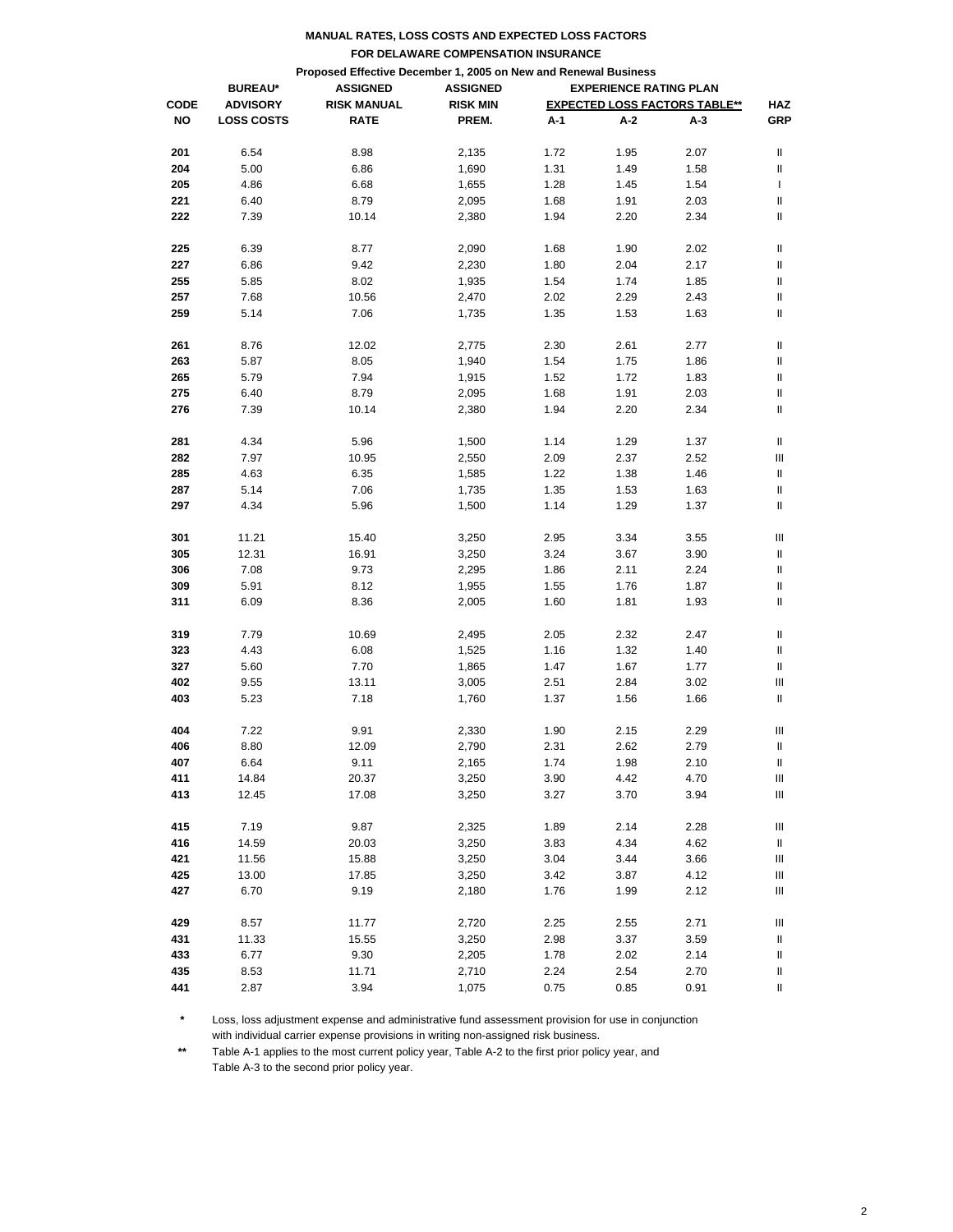**MANUAL RATES, LOSS COSTS AND EXPECTED LOSS FACTORS**

**FOR DELAWARE COMPENSATION INSURANCE**

**Proposed Effective December 1, 2005 on New and Renewal Business**

| CODE NO | BUREAU* ADVISORY LOSS COSTS | ASSIGNED RISK MANUAL RATE | ASSIGNED RISK MIN PREM. | EXPERIENCE RATING PLAN EXPECTED LOSS FACTORS TABLE** A-1 | A-2 | A-3 | HAZ GRP |
|---|---|---|---|---|---|---|---|
| 201 | 6.54 | 8.98 | 2,135 | 1.72 | 1.95 | 2.07 | II |
| 204 | 5.00 | 6.86 | 1,690 | 1.31 | 1.49 | 1.58 | II |
| 205 | 4.86 | 6.68 | 1,655 | 1.28 | 1.45 | 1.54 | I |
| 221 | 6.40 | 8.79 | 2,095 | 1.68 | 1.91 | 2.03 | II |
| 222 | 7.39 | 10.14 | 2,380 | 1.94 | 2.20 | 2.34 | II |
| 225 | 6.39 | 8.77 | 2,090 | 1.68 | 1.90 | 2.02 | II |
| 227 | 6.86 | 9.42 | 2,230 | 1.80 | 2.04 | 2.17 | II |
| 255 | 5.85 | 8.02 | 1,935 | 1.54 | 1.74 | 1.85 | II |
| 257 | 7.68 | 10.56 | 2,470 | 2.02 | 2.29 | 2.43 | II |
| 259 | 5.14 | 7.06 | 1,735 | 1.35 | 1.53 | 1.63 | II |
| 261 | 8.76 | 12.02 | 2,775 | 2.30 | 2.61 | 2.77 | II |
| 263 | 5.87 | 8.05 | 1,940 | 1.54 | 1.75 | 1.86 | II |
| 265 | 5.79 | 7.94 | 1,915 | 1.52 | 1.72 | 1.83 | II |
| 275 | 6.40 | 8.79 | 2,095 | 1.68 | 1.91 | 2.03 | II |
| 276 | 7.39 | 10.14 | 2,380 | 1.94 | 2.20 | 2.34 | II |
| 281 | 4.34 | 5.96 | 1,500 | 1.14 | 1.29 | 1.37 | II |
| 282 | 7.97 | 10.95 | 2,550 | 2.09 | 2.37 | 2.52 | III |
| 285 | 4.63 | 6.35 | 1,585 | 1.22 | 1.38 | 1.46 | II |
| 287 | 5.14 | 7.06 | 1,735 | 1.35 | 1.53 | 1.63 | II |
| 297 | 4.34 | 5.96 | 1,500 | 1.14 | 1.29 | 1.37 | II |
| 301 | 11.21 | 15.40 | 3,250 | 2.95 | 3.34 | 3.55 | III |
| 305 | 12.31 | 16.91 | 3,250 | 3.24 | 3.67 | 3.90 | II |
| 306 | 7.08 | 9.73 | 2,295 | 1.86 | 2.11 | 2.24 | II |
| 309 | 5.91 | 8.12 | 1,955 | 1.55 | 1.76 | 1.87 | II |
| 311 | 6.09 | 8.36 | 2,005 | 1.60 | 1.81 | 1.93 | II |
| 319 | 7.79 | 10.69 | 2,495 | 2.05 | 2.32 | 2.47 | II |
| 323 | 4.43 | 6.08 | 1,525 | 1.16 | 1.32 | 1.40 | II |
| 327 | 5.60 | 7.70 | 1,865 | 1.47 | 1.67 | 1.77 | II |
| 402 | 9.55 | 13.11 | 3,005 | 2.51 | 2.84 | 3.02 | III |
| 403 | 5.23 | 7.18 | 1,760 | 1.37 | 1.56 | 1.66 | II |
| 404 | 7.22 | 9.91 | 2,330 | 1.90 | 2.15 | 2.29 | III |
| 406 | 8.80 | 12.09 | 2,790 | 2.31 | 2.62 | 2.79 | II |
| 407 | 6.64 | 9.11 | 2,165 | 1.74 | 1.98 | 2.10 | II |
| 411 | 14.84 | 20.37 | 3,250 | 3.90 | 4.42 | 4.70 | III |
| 413 | 12.45 | 17.08 | 3,250 | 3.27 | 3.70 | 3.94 | III |
| 415 | 7.19 | 9.87 | 2,325 | 1.89 | 2.14 | 2.28 | III |
| 416 | 14.59 | 20.03 | 3,250 | 3.83 | 4.34 | 4.62 | II |
| 421 | 11.56 | 15.88 | 3,250 | 3.04 | 3.44 | 3.66 | III |
| 425 | 13.00 | 17.85 | 3,250 | 3.42 | 3.87 | 4.12 | III |
| 427 | 6.70 | 9.19 | 2,180 | 1.76 | 1.99 | 2.12 | III |
| 429 | 8.57 | 11.77 | 2,720 | 2.25 | 2.55 | 2.71 | III |
| 431 | 11.33 | 15.55 | 3,250 | 2.98 | 3.37 | 3.59 | II |
| 433 | 6.77 | 9.30 | 2,205 | 1.78 | 2.02 | 2.14 | II |
| 435 | 8.53 | 11.71 | 2,710 | 2.24 | 2.54 | 2.70 | II |
| 441 | 2.87 | 3.94 | 1,075 | 0.75 | 0.85 | 0.91 | II |

\* Loss, loss adjustment expense and administrative fund assessment provision for use in conjunction with individual carrier expense provisions in writing non-assigned risk business.

\*\* Table A-1 applies to the most current policy year, Table A-2 to the first prior policy year, and Table A-3 to the second prior policy year.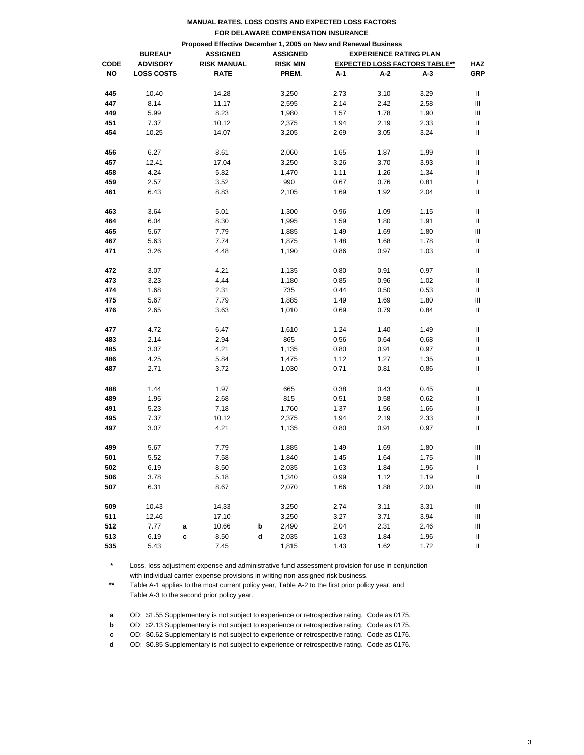**MANUAL RATES, LOSS COSTS AND EXPECTED LOSS FACTORS**

**FOR DELAWARE COMPENSATION INSURANCE**

**Proposed Effective December 1, 2005 on New and Renewal Business**

| CODE NO | BUREAU* ADVISORY LOSS COSTS | | ASSIGNED RISK MANUAL RATE | | ASSIGNED RISK MIN PREM. | EXPERIENCE RATING PLAN EXPECTED LOSS FACTORS TABLE** A-1 | A-2 | A-3 | HAZ GRP |
|---|---|---|---|---|---|---|---|---|---|
| 445 | 10.40 | | 14.28 | | 3,250 | 2.73 | 3.10 | 3.29 | II |
| 447 | 8.14 | | 11.17 | | 2,595 | 2.14 | 2.42 | 2.58 | III |
| 449 | 5.99 | | 8.23 | | 1,980 | 1.57 | 1.78 | 1.90 | III |
| 451 | 7.37 | | 10.12 | | 2,375 | 1.94 | 2.19 | 2.33 | II |
| 454 | 10.25 | | 14.07 | | 3,205 | 2.69 | 3.05 | 3.24 | II |
| 456 | 6.27 | | 8.61 | | 2,060 | 1.65 | 1.87 | 1.99 | II |
| 457 | 12.41 | | 17.04 | | 3,250 | 3.26 | 3.70 | 3.93 | II |
| 458 | 4.24 | | 5.82 | | 1,470 | 1.11 | 1.26 | 1.34 | II |
| 459 | 2.57 | | 3.52 | | 990 | 0.67 | 0.76 | 0.81 | I |
| 461 | 6.43 | | 8.83 | | 2,105 | 1.69 | 1.92 | 2.04 | II |
| 463 | 3.64 | | 5.01 | | 1,300 | 0.96 | 1.09 | 1.15 | II |
| 464 | 6.04 | | 8.30 | | 1,995 | 1.59 | 1.80 | 1.91 | II |
| 465 | 5.67 | | 7.79 | | 1,885 | 1.49 | 1.69 | 1.80 | III |
| 467 | 5.63 | | 7.74 | | 1,875 | 1.48 | 1.68 | 1.78 | II |
| 471 | 3.26 | | 4.48 | | 1,190 | 0.86 | 0.97 | 1.03 | II |
| 472 | 3.07 | | 4.21 | | 1,135 | 0.80 | 0.91 | 0.97 | II |
| 473 | 3.23 | | 4.44 | | 1,180 | 0.85 | 0.96 | 1.02 | II |
| 474 | 1.68 | | 2.31 | | 735 | 0.44 | 0.50 | 0.53 | II |
| 475 | 5.67 | | 7.79 | | 1,885 | 1.49 | 1.69 | 1.80 | III |
| 476 | 2.65 | | 3.63 | | 1,010 | 0.69 | 0.79 | 0.84 | II |
| 477 | 4.72 | | 6.47 | | 1,610 | 1.24 | 1.40 | 1.49 | II |
| 483 | 2.14 | | 2.94 | | 865 | 0.56 | 0.64 | 0.68 | II |
| 485 | 3.07 | | 4.21 | | 1,135 | 0.80 | 0.91 | 0.97 | II |
| 486 | 4.25 | | 5.84 | | 1,475 | 1.12 | 1.27 | 1.35 | II |
| 487 | 2.71 | | 3.72 | | 1,030 | 0.71 | 0.81 | 0.86 | II |
| 488 | 1.44 | | 1.97 | | 665 | 0.38 | 0.43 | 0.45 | II |
| 489 | 1.95 | | 2.68 | | 815 | 0.51 | 0.58 | 0.62 | II |
| 491 | 5.23 | | 7.18 | | 1,760 | 1.37 | 1.56 | 1.66 | II |
| 495 | 7.37 | | 10.12 | | 2,375 | 1.94 | 2.19 | 2.33 | II |
| 497 | 3.07 | | 4.21 | | 1,135 | 0.80 | 0.91 | 0.97 | II |
| 499 | 5.67 | | 7.79 | | 1,885 | 1.49 | 1.69 | 1.80 | III |
| 501 | 5.52 | | 7.58 | | 1,840 | 1.45 | 1.64 | 1.75 | III |
| 502 | 6.19 | | 8.50 | | 2,035 | 1.63 | 1.84 | 1.96 | I |
| 506 | 3.78 | | 5.18 | | 1,340 | 0.99 | 1.12 | 1.19 | II |
| 507 | 6.31 | | 8.67 | | 2,070 | 1.66 | 1.88 | 2.00 | III |
| 509 | 10.43 | | 14.33 | | 3,250 | 2.74 | 3.11 | 3.31 | III |
| 511 | 12.46 | | 17.10 | | 3,250 | 3.27 | 3.71 | 3.94 | III |
| 512 | 7.77 | a | 10.66 | b | 2,490 | 2.04 | 2.31 | 2.46 | III |
| 513 | 6.19 | c | 8.50 | d | 2,035 | 1.63 | 1.84 | 1.96 | II |
| 535 | 5.43 | | 7.45 | | 1,815 | 1.43 | 1.62 | 1.72 | II |

\* Loss, loss adjustment expense and administrative fund assessment provision for use in conjunction with individual carrier expense provisions in writing non-assigned risk business.

** Table A-1 applies to the most current policy year, Table A-2 to the first prior policy year, and Table A-3 to the second prior policy year.

a OD: $1.55 Supplementary is not subject to experience or retrospective rating. Code as 0175.

b OD: $2.13 Supplementary is not subject to experience or retrospective rating. Code as 0175.

c OD: $0.62 Supplementary is not subject to experience or retrospective rating. Code as 0176.

d OD: $0.85 Supplementary is not subject to experience or retrospective rating. Code as 0176.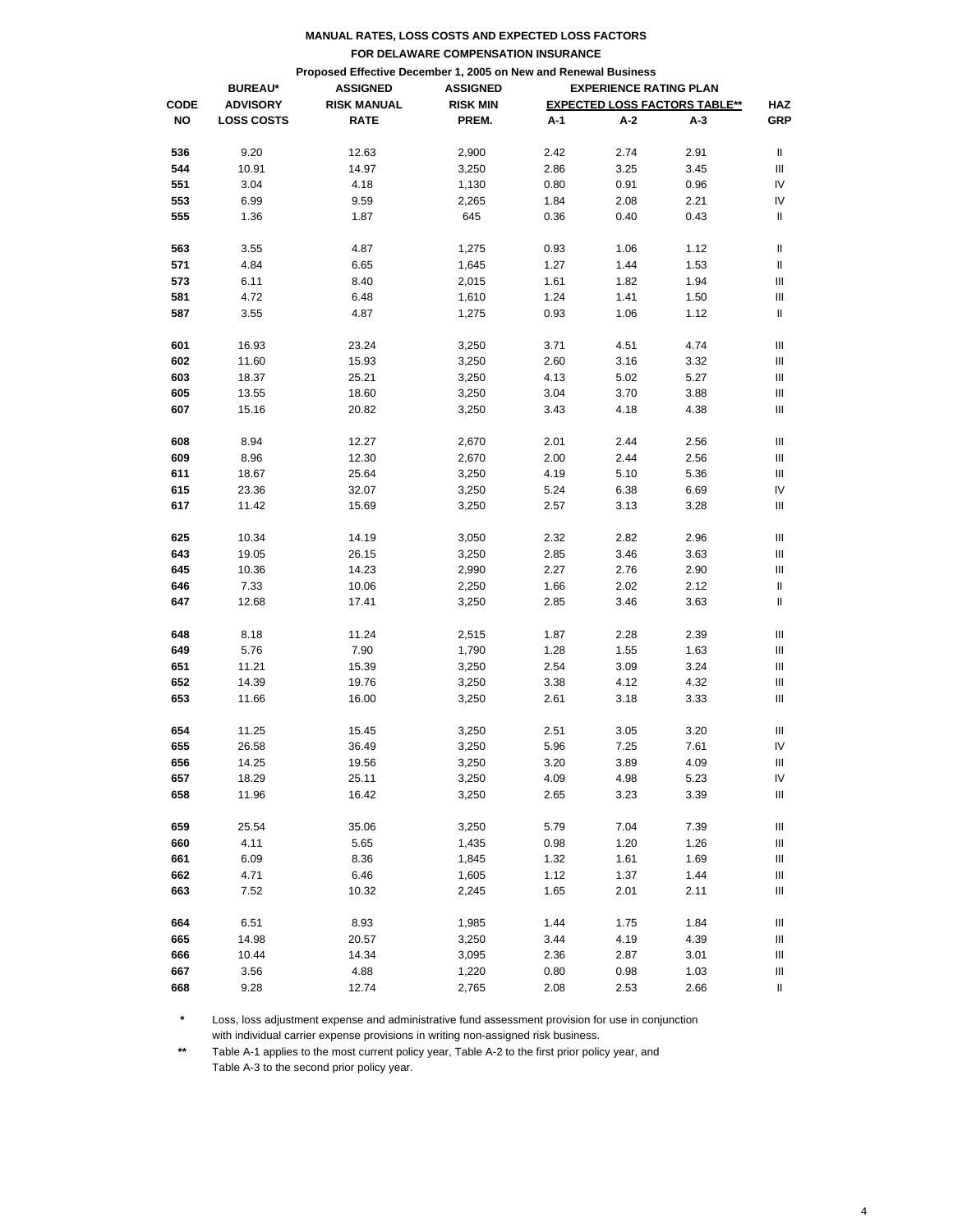**MANUAL RATES, LOSS COSTS AND EXPECTED LOSS FACTORS**

**FOR DELAWARE COMPENSATION INSURANCE**

**Proposed Effective December 1, 2005 on New and Renewal Business**

| CODE NO | BUREAU* ADVISORY LOSS COSTS | ASSIGNED RISK MANUAL RATE | ASSIGNED RISK MIN PREM. | EXPERIENCE RATING PLAN EXPECTED LOSS FACTORS TABLE** A-1 | A-2 | A-3 | HAZ GRP |
|---|---|---|---|---|---|---|---|
| 536 | 9.20 | 12.63 | 2,900 | 2.42 | 2.74 | 2.91 | II |
| 544 | 10.91 | 14.97 | 3,250 | 2.86 | 3.25 | 3.45 | III |
| 551 | 3.04 | 4.18 | 1,130 | 0.80 | 0.91 | 0.96 | IV |
| 553 | 6.99 | 9.59 | 2,265 | 1.84 | 2.08 | 2.21 | IV |
| 555 | 1.36 | 1.87 | 645 | 0.36 | 0.40 | 0.43 | II |
| 563 | 3.55 | 4.87 | 1,275 | 0.93 | 1.06 | 1.12 | II |
| 571 | 4.84 | 6.65 | 1,645 | 1.27 | 1.44 | 1.53 | II |
| 573 | 6.11 | 8.40 | 2,015 | 1.61 | 1.82 | 1.94 | III |
| 581 | 4.72 | 6.48 | 1,610 | 1.24 | 1.41 | 1.50 | III |
| 587 | 3.55 | 4.87 | 1,275 | 0.93 | 1.06 | 1.12 | II |
| 601 | 16.93 | 23.24 | 3,250 | 3.71 | 4.51 | 4.74 | III |
| 602 | 11.60 | 15.93 | 3,250 | 2.60 | 3.16 | 3.32 | III |
| 603 | 18.37 | 25.21 | 3,250 | 4.13 | 5.02 | 5.27 | III |
| 605 | 13.55 | 18.60 | 3,250 | 3.04 | 3.70 | 3.88 | III |
| 607 | 15.16 | 20.82 | 3,250 | 3.43 | 4.18 | 4.38 | III |
| 608 | 8.94 | 12.27 | 2,670 | 2.01 | 2.44 | 2.56 | III |
| 609 | 8.96 | 12.30 | 2,670 | 2.00 | 2.44 | 2.56 | III |
| 611 | 18.67 | 25.64 | 3,250 | 4.19 | 5.10 | 5.36 | III |
| 615 | 23.36 | 32.07 | 3,250 | 5.24 | 6.38 | 6.69 | IV |
| 617 | 11.42 | 15.69 | 3,250 | 2.57 | 3.13 | 3.28 | III |
| 625 | 10.34 | 14.19 | 3,050 | 2.32 | 2.82 | 2.96 | III |
| 643 | 19.05 | 26.15 | 3,250 | 2.85 | 3.46 | 3.63 | III |
| 645 | 10.36 | 14.23 | 2,990 | 2.27 | 2.76 | 2.90 | III |
| 646 | 7.33 | 10.06 | 2,250 | 1.66 | 2.02 | 2.12 | II |
| 647 | 12.68 | 17.41 | 3,250 | 2.85 | 3.46 | 3.63 | II |
| 648 | 8.18 | 11.24 | 2,515 | 1.87 | 2.28 | 2.39 | III |
| 649 | 5.76 | 7.90 | 1,790 | 1.28 | 1.55 | 1.63 | III |
| 651 | 11.21 | 15.39 | 3,250 | 2.54 | 3.09 | 3.24 | III |
| 652 | 14.39 | 19.76 | 3,250 | 3.38 | 4.12 | 4.32 | III |
| 653 | 11.66 | 16.00 | 3,250 | 2.61 | 3.18 | 3.33 | III |
| 654 | 11.25 | 15.45 | 3,250 | 2.51 | 3.05 | 3.20 | III |
| 655 | 26.58 | 36.49 | 3,250 | 5.96 | 7.25 | 7.61 | IV |
| 656 | 14.25 | 19.56 | 3,250 | 3.20 | 3.89 | 4.09 | III |
| 657 | 18.29 | 25.11 | 3,250 | 4.09 | 4.98 | 5.23 | IV |
| 658 | 11.96 | 16.42 | 3,250 | 2.65 | 3.23 | 3.39 | III |
| 659 | 25.54 | 35.06 | 3,250 | 5.79 | 7.04 | 7.39 | III |
| 660 | 4.11 | 5.65 | 1,435 | 0.98 | 1.20 | 1.26 | III |
| 661 | 6.09 | 8.36 | 1,845 | 1.32 | 1.61 | 1.69 | III |
| 662 | 4.71 | 6.46 | 1,605 | 1.12 | 1.37 | 1.44 | III |
| 663 | 7.52 | 10.32 | 2,245 | 1.65 | 2.01 | 2.11 | III |
| 664 | 6.51 | 8.93 | 1,985 | 1.44 | 1.75 | 1.84 | III |
| 665 | 14.98 | 20.57 | 3,250 | 3.44 | 4.19 | 4.39 | III |
| 666 | 10.44 | 14.34 | 3,095 | 2.36 | 2.87 | 3.01 | III |
| 667 | 3.56 | 4.88 | 1,220 | 0.80 | 0.98 | 1.03 | III |
| 668 | 9.28 | 12.74 | 2,765 | 2.08 | 2.53 | 2.66 | II |

\* Loss, loss adjustment expense and administrative fund assessment provision for use in conjunction with individual carrier expense provisions in writing non-assigned risk business.

\*\* Table A-1 applies to the most current policy year, Table A-2 to the first prior policy year, and Table A-3 to the second prior policy year.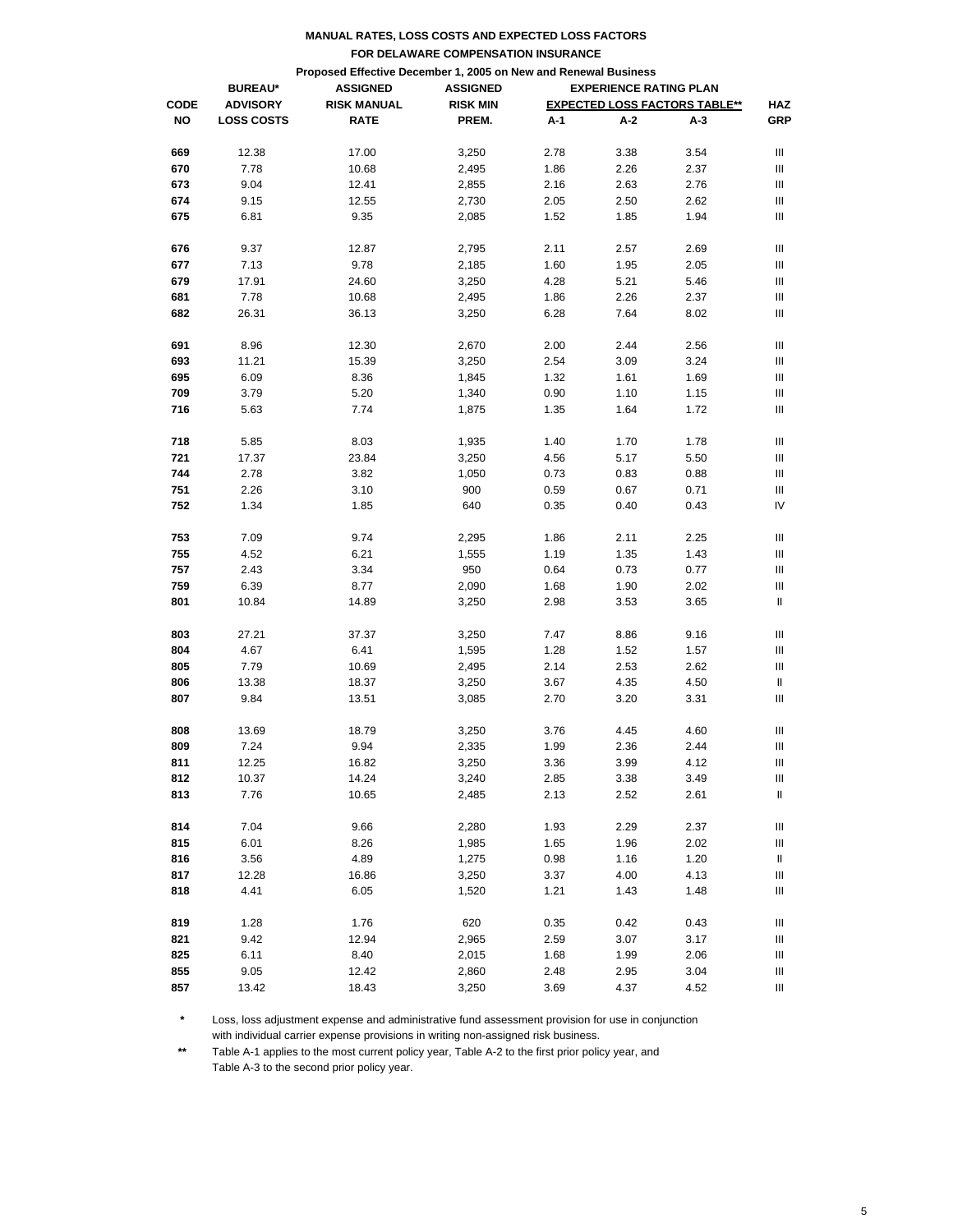**MANUAL RATES, LOSS COSTS AND EXPECTED LOSS FACTORS**

**FOR DELAWARE COMPENSATION INSURANCE**

**Proposed Effective December 1, 2005 on New and Renewal Business**

| CODE NO | BUREAU* ADVISORY LOSS COSTS | ASSIGNED RISK MANUAL RATE | ASSIGNED RISK MIN PREM. | EXPERIENCE RATING PLAN EXPECTED LOSS FACTORS TABLE** A-1 | A-2 | A-3 | HAZ GRP |
|---|---|---|---|---|---|---|---|
| 669 | 12.38 | 17.00 | 3,250 | 2.78 | 3.38 | 3.54 | III |
| 670 | 7.78 | 10.68 | 2,495 | 1.86 | 2.26 | 2.37 | III |
| 673 | 9.04 | 12.41 | 2,855 | 2.16 | 2.63 | 2.76 | III |
| 674 | 9.15 | 12.55 | 2,730 | 2.05 | 2.50 | 2.62 | III |
| 675 | 6.81 | 9.35 | 2,085 | 1.52 | 1.85 | 1.94 | III |
| 676 | 9.37 | 12.87 | 2,795 | 2.11 | 2.57 | 2.69 | III |
| 677 | 7.13 | 9.78 | 2,185 | 1.60 | 1.95 | 2.05 | III |
| 679 | 17.91 | 24.60 | 3,250 | 4.28 | 5.21 | 5.46 | III |
| 681 | 7.78 | 10.68 | 2,495 | 1.86 | 2.26 | 2.37 | III |
| 682 | 26.31 | 36.13 | 3,250 | 6.28 | 7.64 | 8.02 | III |
| 691 | 8.96 | 12.30 | 2,670 | 2.00 | 2.44 | 2.56 | III |
| 693 | 11.21 | 15.39 | 3,250 | 2.54 | 3.09 | 3.24 | III |
| 695 | 6.09 | 8.36 | 1,845 | 1.32 | 1.61 | 1.69 | III |
| 709 | 3.79 | 5.20 | 1,340 | 0.90 | 1.10 | 1.15 | III |
| 716 | 5.63 | 7.74 | 1,875 | 1.35 | 1.64 | 1.72 | III |
| 718 | 5.85 | 8.03 | 1,935 | 1.40 | 1.70 | 1.78 | III |
| 721 | 17.37 | 23.84 | 3,250 | 4.56 | 5.17 | 5.50 | III |
| 744 | 2.78 | 3.82 | 1,050 | 0.73 | 0.83 | 0.88 | III |
| 751 | 2.26 | 3.10 | 900 | 0.59 | 0.67 | 0.71 | III |
| 752 | 1.34 | 1.85 | 640 | 0.35 | 0.40 | 0.43 | IV |
| 753 | 7.09 | 9.74 | 2,295 | 1.86 | 2.11 | 2.25 | III |
| 755 | 4.52 | 6.21 | 1,555 | 1.19 | 1.35 | 1.43 | III |
| 757 | 2.43 | 3.34 | 950 | 0.64 | 0.73 | 0.77 | III |
| 759 | 6.39 | 8.77 | 2,090 | 1.68 | 1.90 | 2.02 | III |
| 801 | 10.84 | 14.89 | 3,250 | 2.98 | 3.53 | 3.65 | II |
| 803 | 27.21 | 37.37 | 3,250 | 7.47 | 8.86 | 9.16 | III |
| 804 | 4.67 | 6.41 | 1,595 | 1.28 | 1.52 | 1.57 | III |
| 805 | 7.79 | 10.69 | 2,495 | 2.14 | 2.53 | 2.62 | III |
| 806 | 13.38 | 18.37 | 3,250 | 3.67 | 4.35 | 4.50 | II |
| 807 | 9.84 | 13.51 | 3,085 | 2.70 | 3.20 | 3.31 | III |
| 808 | 13.69 | 18.79 | 3,250 | 3.76 | 4.45 | 4.60 | III |
| 809 | 7.24 | 9.94 | 2,335 | 1.99 | 2.36 | 2.44 | III |
| 811 | 12.25 | 16.82 | 3,250 | 3.36 | 3.99 | 4.12 | III |
| 812 | 10.37 | 14.24 | 3,240 | 2.85 | 3.38 | 3.49 | III |
| 813 | 7.76 | 10.65 | 2,485 | 2.13 | 2.52 | 2.61 | II |
| 814 | 7.04 | 9.66 | 2,280 | 1.93 | 2.29 | 2.37 | III |
| 815 | 6.01 | 8.26 | 1,985 | 1.65 | 1.96 | 2.02 | III |
| 816 | 3.56 | 4.89 | 1,275 | 0.98 | 1.16 | 1.20 | II |
| 817 | 12.28 | 16.86 | 3,250 | 3.37 | 4.00 | 4.13 | III |
| 818 | 4.41 | 6.05 | 1,520 | 1.21 | 1.43 | 1.48 | III |
| 819 | 1.28 | 1.76 | 620 | 0.35 | 0.42 | 0.43 | III |
| 821 | 9.42 | 12.94 | 2,965 | 2.59 | 3.07 | 3.17 | III |
| 825 | 6.11 | 8.40 | 2,015 | 1.68 | 1.99 | 2.06 | III |
| 855 | 9.05 | 12.42 | 2,860 | 2.48 | 2.95 | 3.04 | III |
| 857 | 13.42 | 18.43 | 3,250 | 3.69 | 4.37 | 4.52 | III |

\* Loss, loss adjustment expense and administrative fund assessment provision for use in conjunction with individual carrier expense provisions in writing non-assigned risk business.

\*\* Table A-1 applies to the most current policy year, Table A-2 to the first prior policy year, and Table A-3 to the second prior policy year.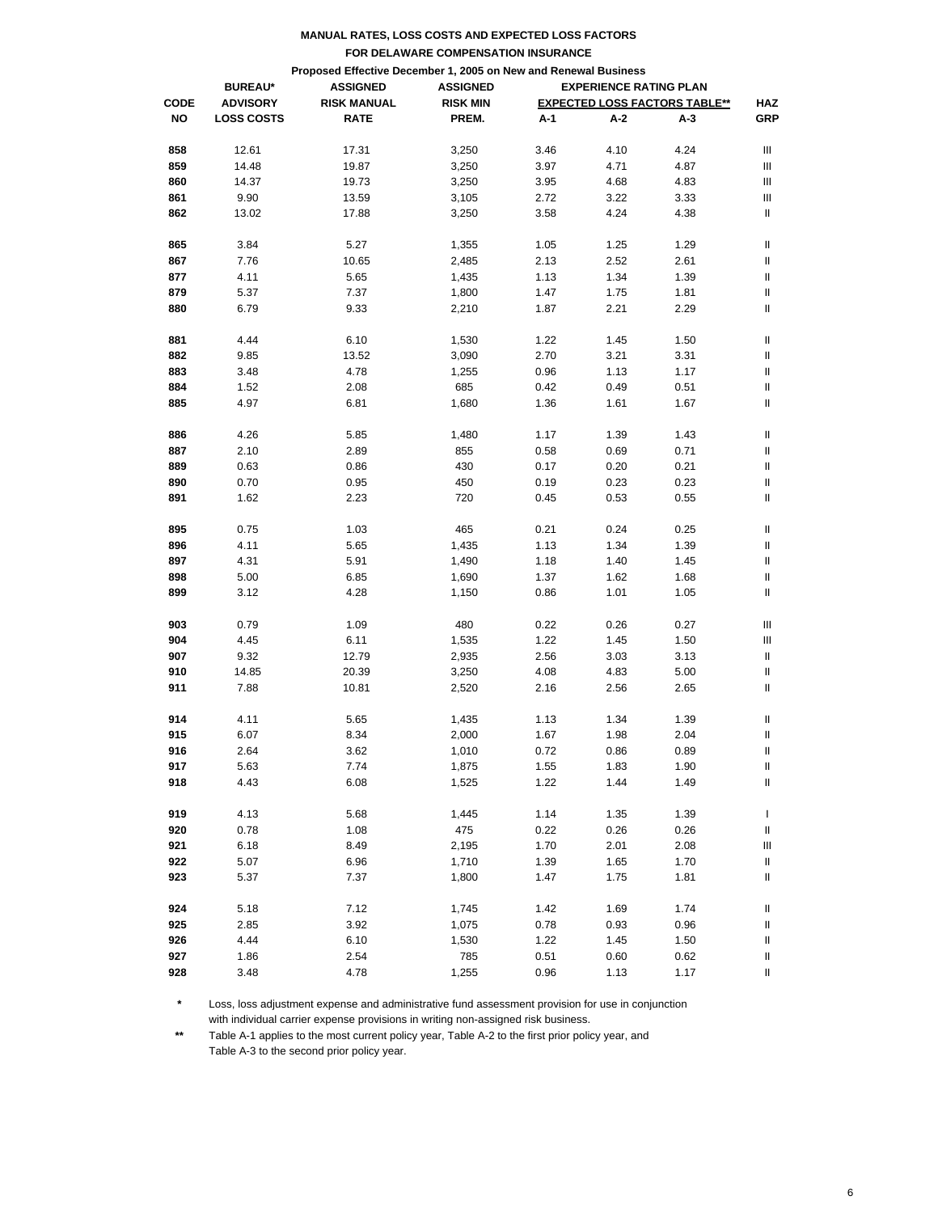**MANUAL RATES, LOSS COSTS AND EXPECTED LOSS FACTORS**

**FOR DELAWARE COMPENSATION INSURANCE**

**Proposed Effective December 1, 2005 on New and Renewal Business**

| CODE NO | BUREAU* ADVISORY LOSS COSTS | ASSIGNED RISK MANUAL RATE | ASSIGNED RISK MIN PREM. | EXPERIENCE RATING PLAN EXPECTED LOSS FACTORS TABLE** A-1 | A-2 | A-3 | HAZ GRP |
|---|---|---|---|---|---|---|---|
| 858 | 12.61 | 17.31 | 3,250 | 3.46 | 4.10 | 4.24 | III |
| 859 | 14.48 | 19.87 | 3,250 | 3.97 | 4.71 | 4.87 | III |
| 860 | 14.37 | 19.73 | 3,250 | 3.95 | 4.68 | 4.83 | III |
| 861 | 9.90 | 13.59 | 3,105 | 2.72 | 3.22 | 3.33 | III |
| 862 | 13.02 | 17.88 | 3,250 | 3.58 | 4.24 | 4.38 | II |
| 865 | 3.84 | 5.27 | 1,355 | 1.05 | 1.25 | 1.29 | II |
| 867 | 7.76 | 10.65 | 2,485 | 2.13 | 2.52 | 2.61 | II |
| 877 | 4.11 | 5.65 | 1,435 | 1.13 | 1.34 | 1.39 | II |
| 879 | 5.37 | 7.37 | 1,800 | 1.47 | 1.75 | 1.81 | II |
| 880 | 6.79 | 9.33 | 2,210 | 1.87 | 2.21 | 2.29 | II |
| 881 | 4.44 | 6.10 | 1,530 | 1.22 | 1.45 | 1.50 | II |
| 882 | 9.85 | 13.52 | 3,090 | 2.70 | 3.21 | 3.31 | II |
| 883 | 3.48 | 4.78 | 1,255 | 0.96 | 1.13 | 1.17 | II |
| 884 | 1.52 | 2.08 | 685 | 0.42 | 0.49 | 0.51 | II |
| 885 | 4.97 | 6.81 | 1,680 | 1.36 | 1.61 | 1.67 | II |
| 886 | 4.26 | 5.85 | 1,480 | 1.17 | 1.39 | 1.43 | II |
| 887 | 2.10 | 2.89 | 855 | 0.58 | 0.69 | 0.71 | II |
| 889 | 0.63 | 0.86 | 430 | 0.17 | 0.20 | 0.21 | II |
| 890 | 0.70 | 0.95 | 450 | 0.19 | 0.23 | 0.23 | II |
| 891 | 1.62 | 2.23 | 720 | 0.45 | 0.53 | 0.55 | II |
| 895 | 0.75 | 1.03 | 465 | 0.21 | 0.24 | 0.25 | II |
| 896 | 4.11 | 5.65 | 1,435 | 1.13 | 1.34 | 1.39 | II |
| 897 | 4.31 | 5.91 | 1,490 | 1.18 | 1.40 | 1.45 | II |
| 898 | 5.00 | 6.85 | 1,690 | 1.37 | 1.62 | 1.68 | II |
| 899 | 3.12 | 4.28 | 1,150 | 0.86 | 1.01 | 1.05 | II |
| 903 | 0.79 | 1.09 | 480 | 0.22 | 0.26 | 0.27 | III |
| 904 | 4.45 | 6.11 | 1,535 | 1.22 | 1.45 | 1.50 | III |
| 907 | 9.32 | 12.79 | 2,935 | 2.56 | 3.03 | 3.13 | II |
| 910 | 14.85 | 20.39 | 3,250 | 4.08 | 4.83 | 5.00 | II |
| 911 | 7.88 | 10.81 | 2,520 | 2.16 | 2.56 | 2.65 | II |
| 914 | 4.11 | 5.65 | 1,435 | 1.13 | 1.34 | 1.39 | II |
| 915 | 6.07 | 8.34 | 2,000 | 1.67 | 1.98 | 2.04 | II |
| 916 | 2.64 | 3.62 | 1,010 | 0.72 | 0.86 | 0.89 | II |
| 917 | 5.63 | 7.74 | 1,875 | 1.55 | 1.83 | 1.90 | II |
| 918 | 4.43 | 6.08 | 1,525 | 1.22 | 1.44 | 1.49 | II |
| 919 | 4.13 | 5.68 | 1,445 | 1.14 | 1.35 | 1.39 | I |
| 920 | 0.78 | 1.08 | 475 | 0.22 | 0.26 | 0.26 | II |
| 921 | 6.18 | 8.49 | 2,195 | 1.70 | 2.01 | 2.08 | III |
| 922 | 5.07 | 6.96 | 1,710 | 1.39 | 1.65 | 1.70 | II |
| 923 | 5.37 | 7.37 | 1,800 | 1.47 | 1.75 | 1.81 | II |
| 924 | 5.18 | 7.12 | 1,745 | 1.42 | 1.69 | 1.74 | II |
| 925 | 2.85 | 3.92 | 1,075 | 0.78 | 0.93 | 0.96 | II |
| 926 | 4.44 | 6.10 | 1,530 | 1.22 | 1.45 | 1.50 | II |
| 927 | 1.86 | 2.54 | 785 | 0.51 | 0.60 | 0.62 | II |
| 928 | 3.48 | 4.78 | 1,255 | 0.96 | 1.13 | 1.17 | II |

\* Loss, loss adjustment expense and administrative fund assessment provision for use in conjunction with individual carrier expense provisions in writing non-assigned risk business.

\*\* Table A-1 applies to the most current policy year, Table A-2 to the first prior policy year, and Table A-3 to the second prior policy year.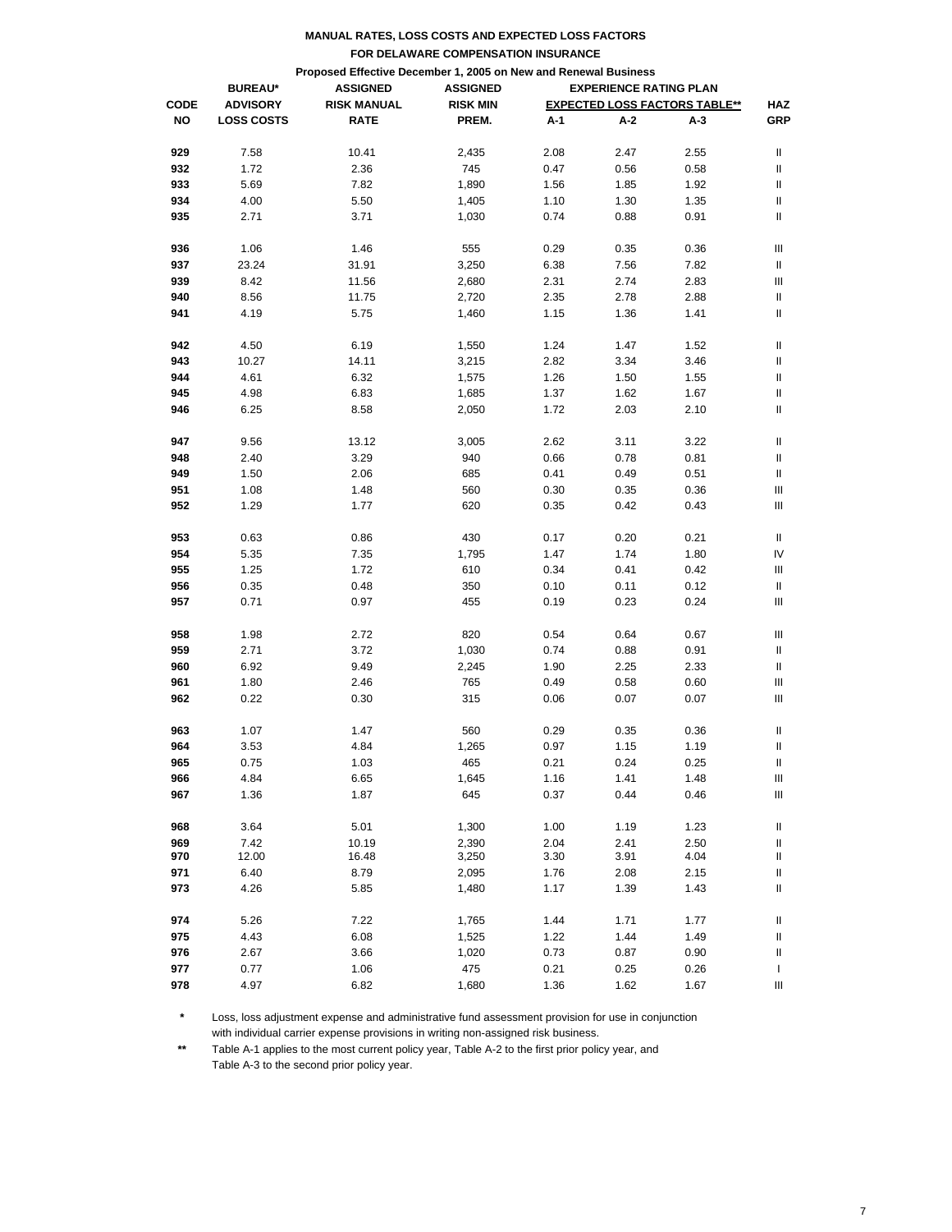**MANUAL RATES, LOSS COSTS AND EXPECTED LOSS FACTORS**

**FOR DELAWARE COMPENSATION INSURANCE**

**Proposed Effective December 1, 2005 on New and Renewal Business**

| CODE NO | BUREAU* ADVISORY LOSS COSTS | ASSIGNED RISK MANUAL RATE | ASSIGNED RISK MIN PREM. | EXPERIENCE RATING PLAN EXPECTED LOSS FACTORS TABLE** A-1 | A-2 | A-3 | HAZ GRP |
|---|---|---|---|---|---|---|---|
| 929 | 7.58 | 10.41 | 2,435 | 2.08 | 2.47 | 2.55 | II |
| 932 | 1.72 | 2.36 | 745 | 0.47 | 0.56 | 0.58 | II |
| 933 | 5.69 | 7.82 | 1,890 | 1.56 | 1.85 | 1.92 | II |
| 934 | 4.00 | 5.50 | 1,405 | 1.10 | 1.30 | 1.35 | II |
| 935 | 2.71 | 3.71 | 1,030 | 0.74 | 0.88 | 0.91 | II |
| 936 | 1.06 | 1.46 | 555 | 0.29 | 0.35 | 0.36 | III |
| 937 | 23.24 | 31.91 | 3,250 | 6.38 | 7.56 | 7.82 | II |
| 939 | 8.42 | 11.56 | 2,680 | 2.31 | 2.74 | 2.83 | III |
| 940 | 8.56 | 11.75 | 2,720 | 2.35 | 2.78 | 2.88 | II |
| 941 | 4.19 | 5.75 | 1,460 | 1.15 | 1.36 | 1.41 | II |
| 942 | 4.50 | 6.19 | 1,550 | 1.24 | 1.47 | 1.52 | II |
| 943 | 10.27 | 14.11 | 3,215 | 2.82 | 3.34 | 3.46 | II |
| 944 | 4.61 | 6.32 | 1,575 | 1.26 | 1.50 | 1.55 | II |
| 945 | 4.98 | 6.83 | 1,685 | 1.37 | 1.62 | 1.67 | II |
| 946 | 6.25 | 8.58 | 2,050 | 1.72 | 2.03 | 2.10 | II |
| 947 | 9.56 | 13.12 | 3,005 | 2.62 | 3.11 | 3.22 | II |
| 948 | 2.40 | 3.29 | 940 | 0.66 | 0.78 | 0.81 | II |
| 949 | 1.50 | 2.06 | 685 | 0.41 | 0.49 | 0.51 | II |
| 951 | 1.08 | 1.48 | 560 | 0.30 | 0.35 | 0.36 | III |
| 952 | 1.29 | 1.77 | 620 | 0.35 | 0.42 | 0.43 | III |
| 953 | 0.63 | 0.86 | 430 | 0.17 | 0.20 | 0.21 | II |
| 954 | 5.35 | 7.35 | 1,795 | 1.47 | 1.74 | 1.80 | IV |
| 955 | 1.25 | 1.72 | 610 | 0.34 | 0.41 | 0.42 | III |
| 956 | 0.35 | 0.48 | 350 | 0.10 | 0.11 | 0.12 | II |
| 957 | 0.71 | 0.97 | 455 | 0.19 | 0.23 | 0.24 | III |
| 958 | 1.98 | 2.72 | 820 | 0.54 | 0.64 | 0.67 | III |
| 959 | 2.71 | 3.72 | 1,030 | 0.74 | 0.88 | 0.91 | II |
| 960 | 6.92 | 9.49 | 2,245 | 1.90 | 2.25 | 2.33 | II |
| 961 | 1.80 | 2.46 | 765 | 0.49 | 0.58 | 0.60 | III |
| 962 | 0.22 | 0.30 | 315 | 0.06 | 0.07 | 0.07 | III |
| 963 | 1.07 | 1.47 | 560 | 0.29 | 0.35 | 0.36 | II |
| 964 | 3.53 | 4.84 | 1,265 | 0.97 | 1.15 | 1.19 | II |
| 965 | 0.75 | 1.03 | 465 | 0.21 | 0.24 | 0.25 | II |
| 966 | 4.84 | 6.65 | 1,645 | 1.16 | 1.41 | 1.48 | III |
| 967 | 1.36 | 1.87 | 645 | 0.37 | 0.44 | 0.46 | III |
| 968 | 3.64 | 5.01 | 1,300 | 1.00 | 1.19 | 1.23 | II |
| 969 | 7.42 | 10.19 | 2,390 | 2.04 | 2.41 | 2.50 | II |
| 970 | 12.00 | 16.48 | 3,250 | 3.30 | 3.91 | 4.04 | II |
| 971 | 6.40 | 8.79 | 2,095 | 1.76 | 2.08 | 2.15 | II |
| 973 | 4.26 | 5.85 | 1,480 | 1.17 | 1.39 | 1.43 | II |
| 974 | 5.26 | 7.22 | 1,765 | 1.44 | 1.71 | 1.77 | II |
| 975 | 4.43 | 6.08 | 1,525 | 1.22 | 1.44 | 1.49 | II |
| 976 | 2.67 | 3.66 | 1,020 | 0.73 | 0.87 | 0.90 | II |
| 977 | 0.77 | 1.06 | 475 | 0.21 | 0.25 | 0.26 | I |
| 978 | 4.97 | 6.82 | 1,680 | 1.36 | 1.62 | 1.67 | III |

\* Loss, loss adjustment expense and administrative fund assessment provision for use in conjunction with individual carrier expense provisions in writing non-assigned risk business.

\*\* Table A-1 applies to the most current policy year, Table A-2 to the first prior policy year, and Table A-3 to the second prior policy year.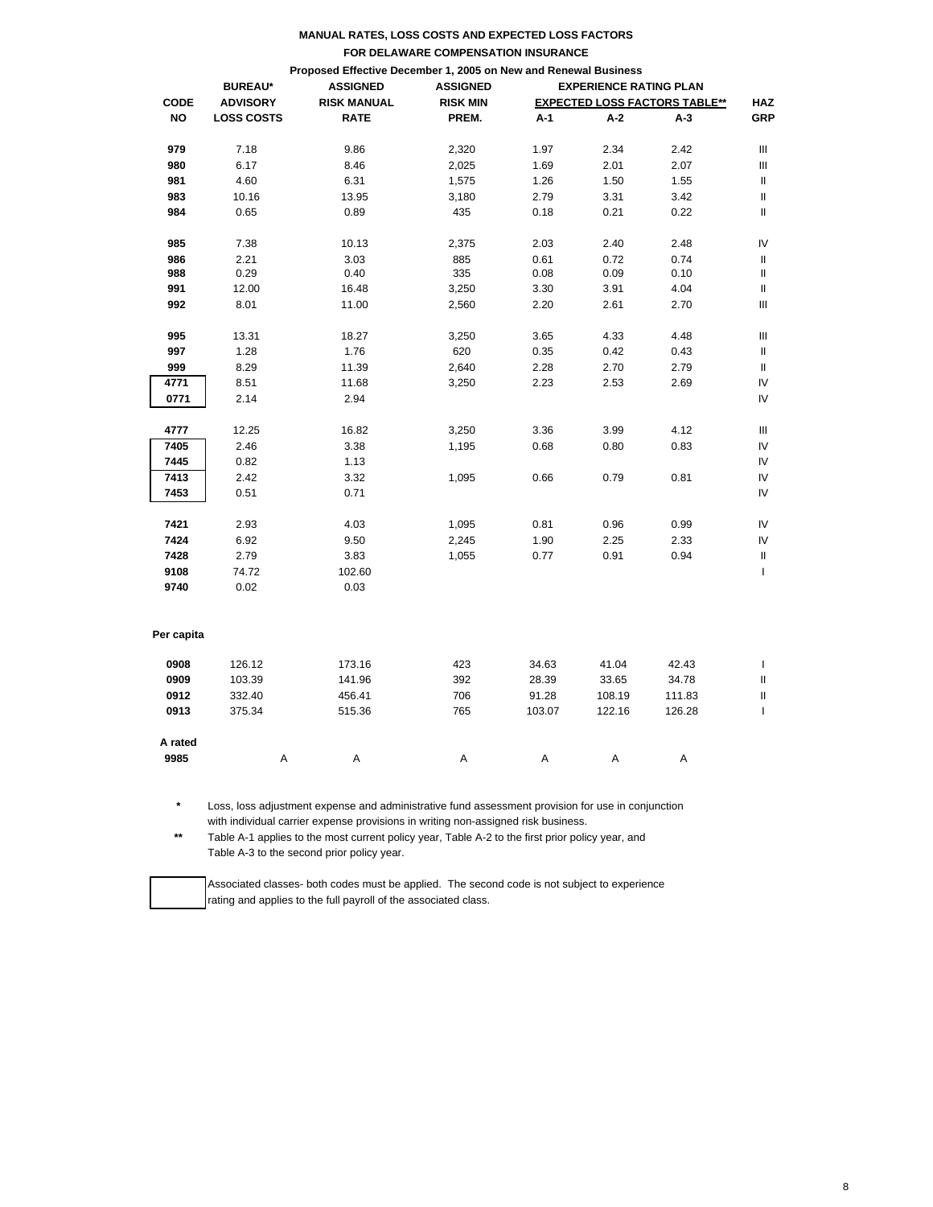**MANUAL RATES, LOSS COSTS AND EXPECTED LOSS FACTORS**

**FOR DELAWARE COMPENSATION INSURANCE**

**Proposed Effective December 1, 2005 on New and Renewal Business**

| CODE NO | BUREAU* ADVISORY LOSS COSTS | ASSIGNED RISK MANUAL RATE | ASSIGNED RISK MIN PREM. | EXPERIENCE RATING PLAN EXPECTED LOSS FACTORS TABLE** A-1 | A-2 | A-3 | HAZ GRP |
|---|---|---|---|---|---|---|---|
| 979 | 7.18 | 9.86 | 2,320 | 1.97 | 2.34 | 2.42 | III |
| 980 | 6.17 | 8.46 | 2,025 | 1.69 | 2.01 | 2.07 | III |
| 981 | 4.60 | 6.31 | 1,575 | 1.26 | 1.50 | 1.55 | II |
| 983 | 10.16 | 13.95 | 3,180 | 2.79 | 3.31 | 3.42 | II |
| 984 | 0.65 | 0.89 | 435 | 0.18 | 0.21 | 0.22 | II |
| 985 | 7.38 | 10.13 | 2,375 | 2.03 | 2.40 | 2.48 | IV |
| 986 | 2.21 | 3.03 | 885 | 0.61 | 0.72 | 0.74 | II |
| 988 | 0.29 | 0.40 | 335 | 0.08 | 0.09 | 0.10 | II |
| 991 | 12.00 | 16.48 | 3,250 | 3.30 | 3.91 | 4.04 | II |
| 992 | 8.01 | 11.00 | 2,560 | 2.20 | 2.61 | 2.70 | III |
| 995 | 13.31 | 18.27 | 3,250 | 3.65 | 4.33 | 4.48 | III |
| 997 | 1.28 | 1.76 | 620 | 0.35 | 0.42 | 0.43 | II |
| 999 | 8.29 | 11.39 | 2,640 | 2.28 | 2.70 | 2.79 | II |
| 4771 | 8.51 | 11.68 | 3,250 | 2.23 | 2.53 | 2.69 | IV |
| 0771 | 2.14 | 2.94 | | | | | IV |
| 4777 | 12.25 | 16.82 | 3,250 | 3.36 | 3.99 | 4.12 | III |
| 7405 | 2.46 | 3.38 | 1,195 | 0.68 | 0.80 | 0.83 | IV |
| 7445 | 0.82 | 1.13 | | | | | IV |
| 7413 | 2.42 | 3.32 | 1,095 | 0.66 | 0.79 | 0.81 | IV |
| 7453 | 0.51 | 0.71 | | | | | IV |
| 7421 | 2.93 | 4.03 | 1,095 | 0.81 | 0.96 | 0.99 | IV |
| 7424 | 6.92 | 9.50 | 2,245 | 1.90 | 2.25 | 2.33 | IV |
| 7428 | 2.79 | 3.83 | 1,055 | 0.77 | 0.91 | 0.94 | II |
| 9108 | 74.72 | 102.60 | | | | | I |
| 9740 | 0.02 | 0.03 | | | | | |
| **Per capita** | | | | | | | |
| 0908 | 126.12 | 173.16 | 423 | 34.63 | 41.04 | 42.43 | I |
| 0909 | 103.39 | 141.96 | 392 | 28.39 | 33.65 | 34.78 | II |
| 0912 | 332.40 | 456.41 | 706 | 91.28 | 108.19 | 111.83 | II |
| 0913 | 375.34 | 515.36 | 765 | 103.07 | 122.16 | 126.28 | I |
| **A rated** | | | | | | | |
| 9985 | A | A | A | A | A | A | |

\* Loss, loss adjustment expense and administrative fund assessment provision for use in conjunction with individual carrier expense provisions in writing non-assigned risk business.

\** Table A-1 applies to the most current policy year, Table A-2 to the first prior policy year, and Table A-3 to the second prior policy year.

[Boxed codes] Associated classes- both codes must be applied. The second code is not subject to experience rating and applies to the full payroll of the associated class.